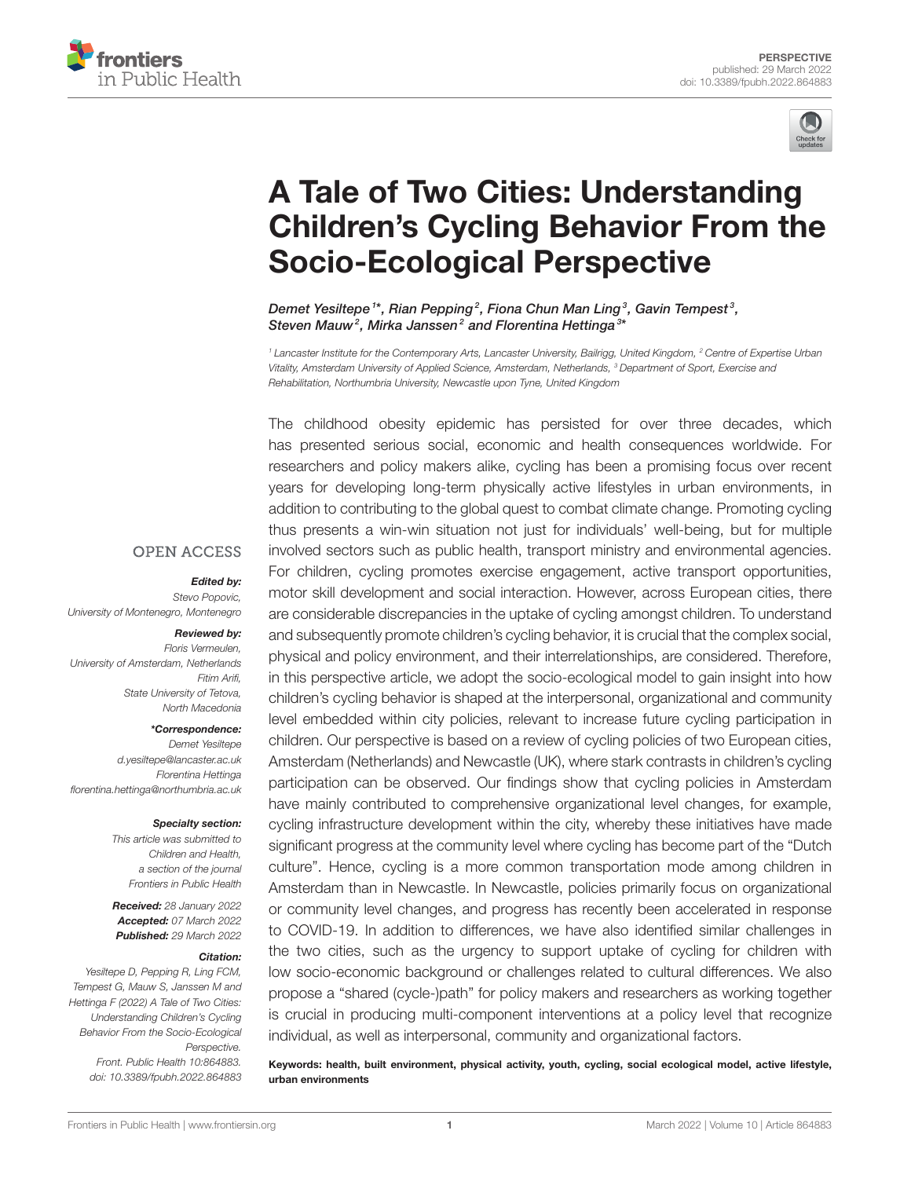PERSPECTIVE
published: 29 March 2022
doi: 10.3389/fpubh.2022.864883

# A Tale of Two Cities: Understanding Children's Cycling Behavior From the Socio-Ecological Perspective

*Demet Yesiltepe[1]\*, Rian Pepping[2], Fiona Chun Man Ling[3], Gavin Tempest[3], Steven Mauw[2], Mirka Janssen[2] and Florentina Hettinga[3]\**

[1] Lancaster Institute for the Contemporary Arts, Lancaster University, Bailrigg, United Kingdom, [2] Centre of Expertise Urban Vitality, Amsterdam University of Applied Science, Amsterdam, Netherlands, [3] Department of Sport, Exercise and Rehabilitation, Northumbria University, Newcastle upon Tyne, United Kingdom

The childhood obesity epidemic has persisted for over three decades, which has presented serious social, economic and health consequences worldwide. For researchers and policy makers alike, cycling has been a promising focus over recent years for developing long-term physically active lifestyles in urban environments, in addition to contributing to the global quest to combat climate change. Promoting cycling thus presents a win-win situation not just for individuals' well-being, but for multiple involved sectors such as public health, transport ministry and environmental agencies. For children, cycling promotes exercise engagement, active transport opportunities, motor skill development and social interaction. However, across European cities, there are considerable discrepancies in the uptake of cycling amongst children. To understand and subsequently promote children's cycling behavior, it is crucial that the complex social, physical and policy environment, and their interrelationships, are considered. Therefore, in this perspective article, we adopt the socio-ecological model to gain insight into how children's cycling behavior is shaped at the interpersonal, organizational and community level embedded within city policies, relevant to increase future cycling participation in children. Our perspective is based on a review of cycling policies of two European cities, Amsterdam (Netherlands) and Newcastle (UK), where stark contrasts in children's cycling participation can be observed. Our findings show that cycling policies in Amsterdam have mainly contributed to comprehensive organizational level changes, for example, cycling infrastructure development within the city, whereby these initiatives have made significant progress at the community level where cycling has become part of the "Dutch culture". Hence, cycling is a more common transportation mode among children in Amsterdam than in Newcastle. In Newcastle, policies primarily focus on organizational or community level changes, and progress has recently been accelerated in response to COVID-19. In addition to differences, we have also identified similar challenges in the two cities, such as the urgency to support uptake of cycling for children with low socio-economic background or challenges related to cultural differences. We also propose a "shared (cycle-)path" for policy makers and researchers as working together is crucial in producing multi-component interventions at a policy level that recognize individual, as well as interpersonal, community and organizational factors.

**Keywords: health, built environment, physical activity, youth, cycling, social ecological model, active lifestyle, urban environments**

OPEN ACCESS

***Edited by:***
Stevo Popovic,
University of Montenegro, Montenegro

***Reviewed by:***
Floris Vermeulen,
University of Amsterdam, Netherlands
Fitim Arifi,
State University of Tetova,
North Macedonia

***\*Correspondence:***
Demet Yesiltepe
d.yesiltepe@lancaster.ac.uk
Florentina Hettinga
florentina.hettinga@northumbria.ac.uk

**Specialty section:**
This article was submitted to
Children and Health,
a section of the journal
Frontiers in Public Health

**Received:** 28 January 2022
**Accepted:** 07 March 2022
**Published:** 29 March 2022

**Citation:**
Yesiltepe D, Pepping R, Ling FCM, Tempest G, Mauw S, Janssen M and Hettinga F (2022) A Tale of Two Cities: Understanding Children's Cycling Behavior From the Socio-Ecological Perspective.
Front. Public Health 10:864883.
doi: 10.3389/fpubh.2022.864883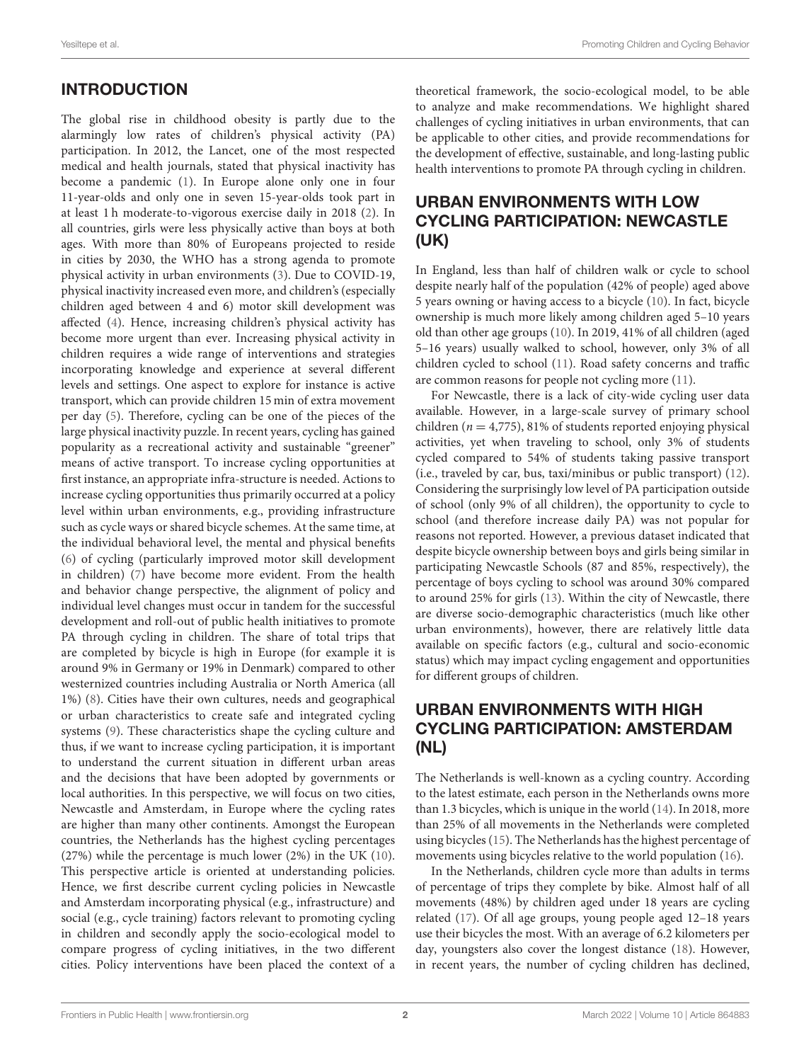## INTRODUCTION

The global rise in childhood obesity is partly due to the alarmingly low rates of children's physical activity (PA) participation. In 2012, the Lancet, one of the most respected medical and health journals, stated that physical inactivity has become a pandemic (1). In Europe alone only one in four 11-year-olds and only one in seven 15-year-olds took part in at least 1 h moderate-to-vigorous exercise daily in 2018 (2). In all countries, girls were less physically active than boys at both ages. With more than 80% of Europeans projected to reside in cities by 2030, the WHO has a strong agenda to promote physical activity in urban environments (3). Due to COVID-19, physical inactivity increased even more, and children's (especially children aged between 4 and 6) motor skill development was affected (4). Hence, increasing children's physical activity has become more urgent than ever. Increasing physical activity in children requires a wide range of interventions and strategies incorporating knowledge and experience at several different levels and settings. One aspect to explore for instance is active transport, which can provide children 15 min of extra movement per day (5). Therefore, cycling can be one of the pieces of the large physical inactivity puzzle. In recent years, cycling has gained popularity as a recreational activity and sustainable "greener" means of active transport. To increase cycling opportunities at first instance, an appropriate infra-structure is needed. Actions to increase cycling opportunities thus primarily occurred at a policy level within urban environments, e.g., providing infrastructure such as cycle ways or shared bicycle schemes. At the same time, at the individual behavioral level, the mental and physical benefits (6) of cycling (particularly improved motor skill development in children) (7) have become more evident. From the health and behavior change perspective, the alignment of policy and individual level changes must occur in tandem for the successful development and roll-out of public health initiatives to promote PA through cycling in children. The share of total trips that are completed by bicycle is high in Europe (for example it is around 9% in Germany or 19% in Denmark) compared to other westernized countries including Australia or North America (all 1%) (8). Cities have their own cultures, needs and geographical or urban characteristics to create safe and integrated cycling systems (9). These characteristics shape the cycling culture and thus, if we want to increase cycling participation, it is important to understand the current situation in different urban areas and the decisions that have been adopted by governments or local authorities. In this perspective, we will focus on two cities, Newcastle and Amsterdam, in Europe where the cycling rates are higher than many other continents. Amongst the European countries, the Netherlands has the highest cycling percentages (27%) while the percentage is much lower (2%) in the UK (10). This perspective article is oriented at understanding policies. Hence, we first describe current cycling policies in Newcastle and Amsterdam incorporating physical (e.g., infrastructure) and social (e.g., cycle training) factors relevant to promoting cycling in children and secondly apply the socio-ecological model to compare progress of cycling initiatives, in the two different cities. Policy interventions have been placed the context of a theoretical framework, the socio-ecological model, to be able to analyze and make recommendations. We highlight shared challenges of cycling initiatives in urban environments, that can be applicable to other cities, and provide recommendations for the development of effective, sustainable, and long-lasting public health interventions to promote PA through cycling in children.

## URBAN ENVIRONMENTS WITH LOW CYCLING PARTICIPATION: NEWCASTLE (UK)

In England, less than half of children walk or cycle to school despite nearly half of the population (42% of people) aged above 5 years owning or having access to a bicycle (10). In fact, bicycle ownership is much more likely among children aged 5–10 years old than other age groups (10). In 2019, 41% of all children (aged 5–16 years) usually walked to school, however, only 3% of all children cycled to school (11). Road safety concerns and traffic are common reasons for people not cycling more (11).

For Newcastle, there is a lack of city-wide cycling user data available. However, in a large-scale survey of primary school children ($n = 4,775$), 81% of students reported enjoying physical activities, yet when traveling to school, only 3% of students cycled compared to 54% of students taking passive transport (i.e., traveled by car, bus, taxi/minibus or public transport) (12). Considering the surprisingly low level of PA participation outside of school (only 9% of all children), the opportunity to cycle to school (and therefore increase daily PA) was not popular for reasons not reported. However, a previous dataset indicated that despite bicycle ownership between boys and girls being similar in participating Newcastle Schools (87 and 85%, respectively), the percentage of boys cycling to school was around 30% compared to around 25% for girls (13). Within the city of Newcastle, there are diverse socio-demographic characteristics (much like other urban environments), however, there are relatively little data available on specific factors (e.g., cultural and socio-economic status) which may impact cycling engagement and opportunities for different groups of children.

## URBAN ENVIRONMENTS WITH HIGH CYCLING PARTICIPATION: AMSTERDAM (NL)

The Netherlands is well-known as a cycling country. According to the latest estimate, each person in the Netherlands owns more than 1.3 bicycles, which is unique in the world (14). In 2018, more than 25% of all movements in the Netherlands were completed using bicycles (15). The Netherlands has the highest percentage of movements using bicycles relative to the world population (16).

In the Netherlands, children cycle more than adults in terms of percentage of trips they complete by bike. Almost half of all movements (48%) by children aged under 18 years are cycling related (17). Of all age groups, young people aged 12–18 years use their bicycles the most. With an average of 6.2 kilometers per day, youngsters also cover the longest distance (18). However, in recent years, the number of cycling children has declined,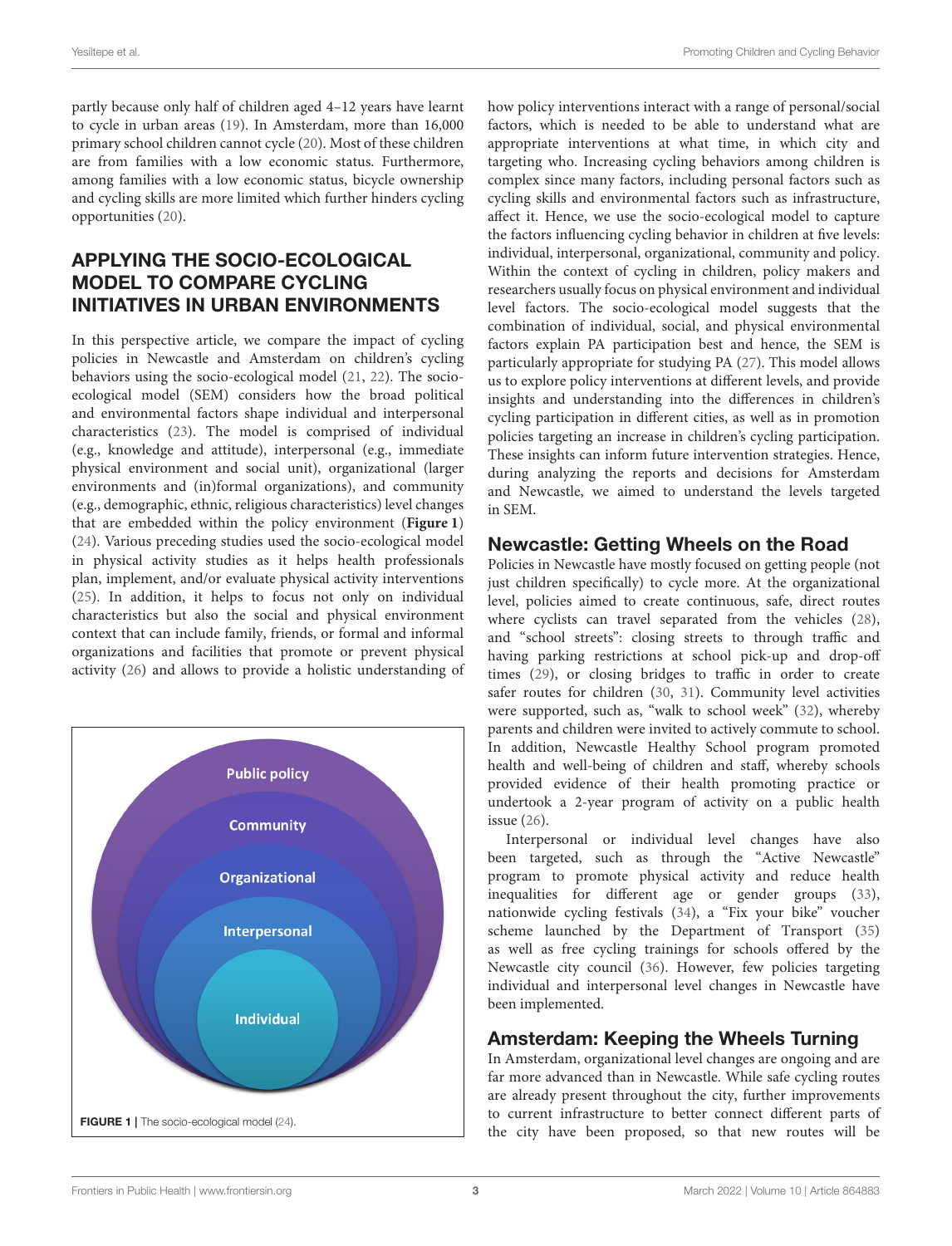partly because only half of children aged 4–12 years have learnt to cycle in urban areas (19). In Amsterdam, more than 16,000 primary school children cannot cycle (20). Most of these children are from families with a low economic status. Furthermore, among families with a low economic status, bicycle ownership and cycling skills are more limited which further hinders cycling opportunities (20).

## APPLYING THE SOCIO-ECOLOGICAL MODEL TO COMPARE CYCLING INITIATIVES IN URBAN ENVIRONMENTS

In this perspective article, we compare the impact of cycling policies in Newcastle and Amsterdam on children's cycling behaviors using the socio-ecological model (21, 22). The socio-ecological model (SEM) considers how the broad political and environmental factors shape individual and interpersonal characteristics (23). The model is comprised of individual (e.g., knowledge and attitude), interpersonal (e.g., immediate physical environment and social unit), organizational (larger environments and (in)formal organizations), and community (e.g., demographic, ethnic, religious characteristics) level changes that are embedded within the policy environment (**Figure 1**) (24). Various preceding studies used the socio-ecological model in physical activity studies as it helps health professionals plan, implement, and/or evaluate physical activity interventions (25). In addition, it helps to focus not only on individual characteristics but also the social and physical environment context that can include family, friends, or formal and informal organizations and facilities that promote or prevent physical activity (26) and allows to provide a holistic understanding of how policy interventions interact with a range of personal/social factors, which is needed to be able to understand what are appropriate interventions at what time, in which city and targeting who. Increasing cycling behaviors among children is complex since many factors, including personal factors such as cycling skills and environmental factors such as infrastructure, affect it. Hence, we use the socio-ecological model to capture the factors influencing cycling behavior in children at five levels: individual, interpersonal, organizational, community and policy. Within the context of cycling in children, policy makers and researchers usually focus on physical environment and individual level factors. The socio-ecological model suggests that the combination of individual, social, and physical environmental factors explain PA participation best and hence, the SEM is particularly appropriate for studying PA (27). This model allows us to explore policy interventions at different levels, and provide insights and understanding into the differences in children's cycling participation in different cities, as well as in promotion policies targeting an increase in children's cycling participation. These insights can inform future intervention strategies. Hence, during analyzing the reports and decisions for Amsterdam and Newcastle, we aimed to understand the levels targeted in SEM.

Public policy

Community

Organizational

Interpersonal

Individual

**FIGURE 1** | The socio-ecological model (24).

### Newcastle: Getting Wheels on the Road

Policies in Newcastle have mostly focused on getting people (not just children specifically) to cycle more. At the organizational level, policies aimed to create continuous, safe, direct routes where cyclists can travel separated from the vehicles (28), and "school streets": closing streets to through traffic and having parking restrictions at school pick-up and drop-off times (29), or closing bridges to traffic in order to create safer routes for children (30, 31). Community level activities were supported, such as, "walk to school week" (32), whereby parents and children were invited to actively commute to school. In addition, Newcastle Healthy School program promoted health and well-being of children and staff, whereby schools provided evidence of their health promoting practice or undertook a 2-year program of activity on a public health issue (26).

Interpersonal or individual level changes have also been targeted, such as through the "Active Newcastle" program to promote physical activity and reduce health inequalities for different age or gender groups (33), nationwide cycling festivals (34), a "Fix your bike" voucher scheme launched by the Department of Transport (35) as well as free cycling trainings for schools offered by the Newcastle city council (36). However, few policies targeting individual and interpersonal level changes in Newcastle have been implemented.

### Amsterdam: Keeping the Wheels Turning

In Amsterdam, organizational level changes are ongoing and are far more advanced than in Newcastle. While safe cycling routes are already present throughout the city, further improvements to current infrastructure to better connect different parts of the city have been proposed, so that new routes will be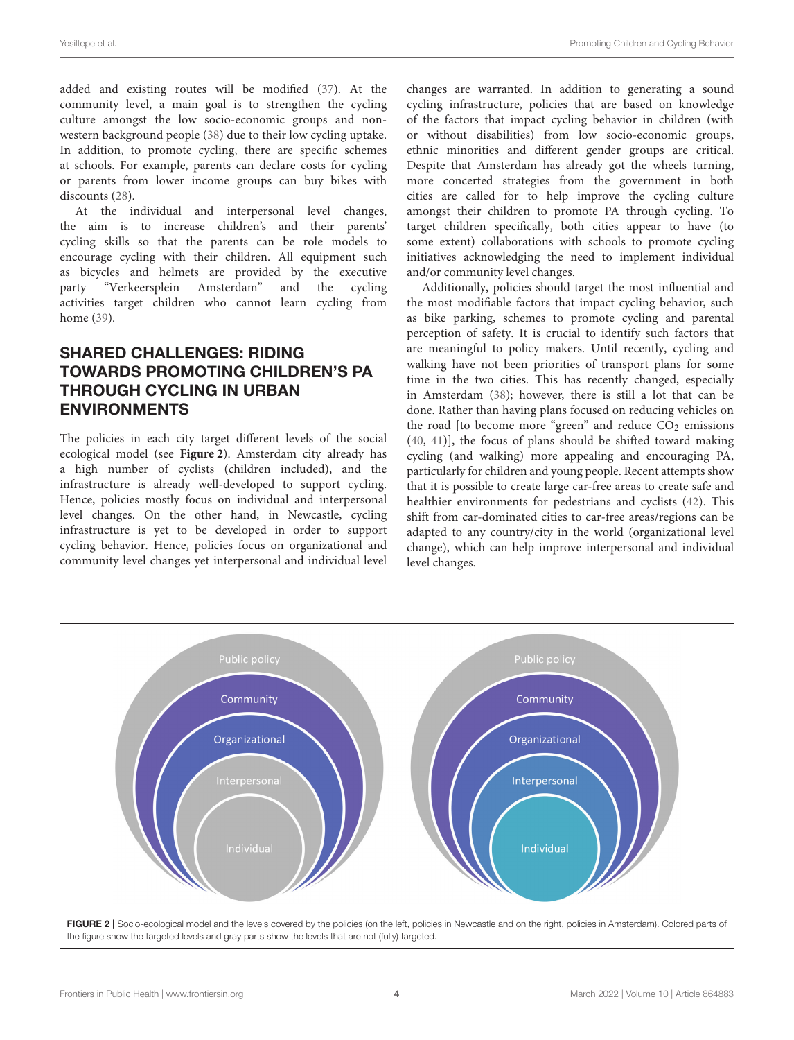added and existing routes will be modified (37). At the community level, a main goal is to strengthen the cycling culture amongst the low socio-economic groups and non-western background people (38) due to their low cycling uptake. In addition, to promote cycling, there are specific schemes at schools. For example, parents can declare costs for cycling or parents from lower income groups can buy bikes with discounts (28).

At the individual and interpersonal level changes, the aim is to increase children's and their parents' cycling skills so that the parents can be role models to encourage cycling with their children. All equipment such as bicycles and helmets are provided by the executive party "Verkeersplein Amsterdam" and the cycling activities target children who cannot learn cycling from home (39).

## SHARED CHALLENGES: RIDING TOWARDS PROMOTING CHILDREN'S PA THROUGH CYCLING IN URBAN ENVIRONMENTS

The policies in each city target different levels of the social ecological model (see **Figure 2**). Amsterdam city already has a high number of cyclists (children included), and the infrastructure is already well-developed to support cycling. Hence, policies mostly focus on individual and interpersonal level changes. On the other hand, in Newcastle, cycling infrastructure is yet to be developed in order to support cycling behavior. Hence, policies focus on organizational and community level changes yet interpersonal and individual level changes are warranted. In addition to generating a sound cycling infrastructure, policies that are based on knowledge of the factors that impact cycling behavior in children (with or without disabilities) from low socio-economic groups, ethnic minorities and different gender groups are critical. Despite that Amsterdam has already got the wheels turning, more concerted strategies from the government in both cities are called for to help improve the cycling culture amongst their children to promote PA through cycling. To target children specifically, both cities appear to have (to some extent) collaborations with schools to promote cycling initiatives acknowledging the need to implement individual and/or community level changes.

Additionally, policies should target the most influential and the most modifiable factors that impact cycling behavior, such as bike parking, schemes to promote cycling and parental perception of safety. It is crucial to identify such factors that are meaningful to policy makers. Until recently, cycling and walking have not been priorities of transport plans for some time in the two cities. This has recently changed, especially in Amsterdam (38); however, there is still a lot that can be done. Rather than having plans focused on reducing vehicles on the road [to become more "green" and reduce $CO_2$ emissions (40, 41)], the focus of plans should be shifted toward making cycling (and walking) more appealing and encouraging PA, particularly for children and young people. Recent attempts show that it is possible to create large car-free areas to create safe and healthier environments for pedestrians and cyclists (42). This shift from car-dominated cities to car-free areas/regions can be adapted to any country/city in the world (organizational level change), which can help improve interpersonal and individual level changes.

**FIGURE 2 |** Socio-ecological model and the levels covered by the policies (on the left, policies in Newcastle and on the right, policies in Amsterdam). Colored parts of the figure show the targeted levels and gray parts show the levels that are not (fully) targeted.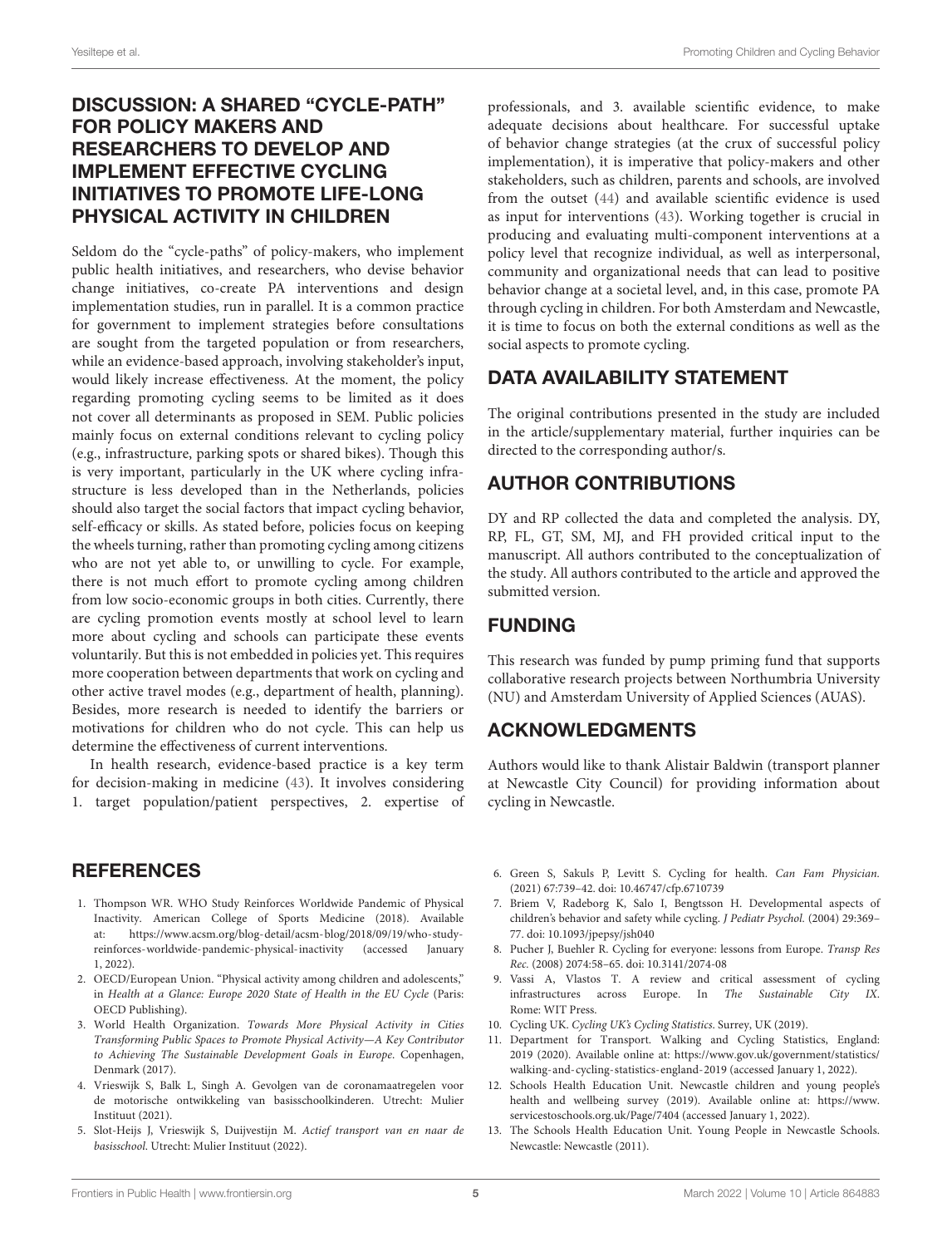## DISCUSSION: A SHARED "CYCLE-PATH" FOR POLICY MAKERS AND RESEARCHERS TO DEVELOP AND IMPLEMENT EFFECTIVE CYCLING INITIATIVES TO PROMOTE LIFE-LONG PHYSICAL ACTIVITY IN CHILDREN

Seldom do the "cycle-paths" of policy-makers, who implement public health initiatives, and researchers, who devise behavior change initiatives, co-create PA interventions and design implementation studies, run in parallel. It is a common practice for government to implement strategies before consultations are sought from the targeted population or from researchers, while an evidence-based approach, involving stakeholder's input, would likely increase effectiveness. At the moment, the policy regarding promoting cycling seems to be limited as it does not cover all determinants as proposed in SEM. Public policies mainly focus on external conditions relevant to cycling policy (e.g., infrastructure, parking spots or shared bikes). Though this is very important, particularly in the UK where cycling infrastructure is less developed than in the Netherlands, policies should also target the social factors that impact cycling behavior, self-efficacy or skills. As stated before, policies focus on keeping the wheels turning, rather than promoting cycling among citizens who are not yet able to, or unwilling to cycle. For example, there is not much effort to promote cycling among children from low socio-economic groups in both cities. Currently, there are cycling promotion events mostly at school level to learn more about cycling and schools can participate these events voluntarily. But this is not embedded in policies yet. This requires more cooperation between departments that work on cycling and other active travel modes (e.g., department of health, planning). Besides, more research is needed to identify the barriers or motivations for children who do not cycle. This can help us determine the effectiveness of current interventions.

In health research, evidence-based practice is a key term for decision-making in medicine (43). It involves considering 1. target population/patient perspectives, 2. expertise of professionals, and 3. available scientific evidence, to make adequate decisions about healthcare. For successful uptake of behavior change strategies (at the crux of successful policy implementation), it is imperative that policy-makers and other stakeholders, such as children, parents and schools, are involved from the outset (44) and available scientific evidence is used as input for interventions (43). Working together is crucial in producing and evaluating multi-component interventions at a policy level that recognize individual, as well as interpersonal, community and organizational needs that can lead to positive behavior change at a societal level, and, in this case, promote PA through cycling in children. For both Amsterdam and Newcastle, it is time to focus on both the external conditions as well as the social aspects to promote cycling.

## DATA AVAILABILITY STATEMENT

The original contributions presented in the study are included in the article/supplementary material, further inquiries can be directed to the corresponding author/s.

## AUTHOR CONTRIBUTIONS

DY and RP collected the data and completed the analysis. DY, RP, FL, GT, SM, MJ, and FH provided critical input to the manuscript. All authors contributed to the conceptualization of the study. All authors contributed to the article and approved the submitted version.

## FUNDING

This research was funded by pump priming fund that supports collaborative research projects between Northumbria University (NU) and Amsterdam University of Applied Sciences (AUAS).

## ACKNOWLEDGMENTS

Authors would like to thank Alistair Baldwin (transport planner at Newcastle City Council) for providing information about cycling in Newcastle.

## REFERENCES

1. Thompson WR. WHO Study Reinforces Worldwide Pandemic of Physical Inactivity. American College of Sports Medicine (2018). Available at: https://www.acsm.org/blog-detail/acsm-blog/2018/09/19/who-study-reinforces-worldwide-pandemic-physical-inactivity (accessed January 1, 2022).
2. OECD/European Union. "Physical activity among children and adolescents," in *Health at a Glance: Europe 2020 State of Health in the EU Cycle* (Paris: OECD Publishing).
3. World Health Organization. *Towards More Physical Activity in Cities Transforming Public Spaces to Promote Physical Activity—A Key Contributor to Achieving The Sustainable Development Goals in Europe*. Copenhagen, Denmark (2017).
4. Vrieswijk S, Balk L, Singh A. Gevolgen van de coronamaatregelen voor de motorische ontwikkeling van basisschoolkinderen. Utrecht: Mulier Instituut (2021).
5. Slot-Heijs J, Vrieswijk S, Duijvestijn M. *Actief transport van en naar de basisschool*. Utrecht: Mulier Instituut (2022).
6. Green S, Sakuls P, Levitt S. Cycling for health. *Can Fam Physician*. (2021) 67:739–42. doi: 10.46747/cfp.6710739
7. Briem V, Radeborg K, Salo I, Bengtsson H. Developmental aspects of children's behavior and safety while cycling. *J Pediatr Psychol*. (2004) 29:369–77. doi: 10.1093/jpepsy/jsh040
8. Pucher J, Buehler R. Cycling for everyone: lessons from Europe. *Transp Res Rec*. (2008) 2074:58–65. doi: 10.3141/2074-08
9. Vassi A, Vlastos T. A review and critical assessment of cycling infrastructures across Europe. In *The Sustainable City IX*. Rome: WIT Press.
10. Cycling UK. *Cycling UK's Cycling Statistics*. Surrey, UK (2019).
11. Department for Transport. Walking and Cycling Statistics, England: 2019 (2020). Available online at: https://www.gov.uk/government/statistics/walking-and-cycling-statistics-england-2019 (accessed January 1, 2022).
12. Schools Health Education Unit. Newcastle children and young people's health and wellbeing survey (2019). Available online at: https://www.servicestoschools.org.uk/Page/7404 (accessed January 1, 2022).
13. The Schools Health Education Unit. Young People in Newcastle Schools. Newcastle: Newcastle (2011).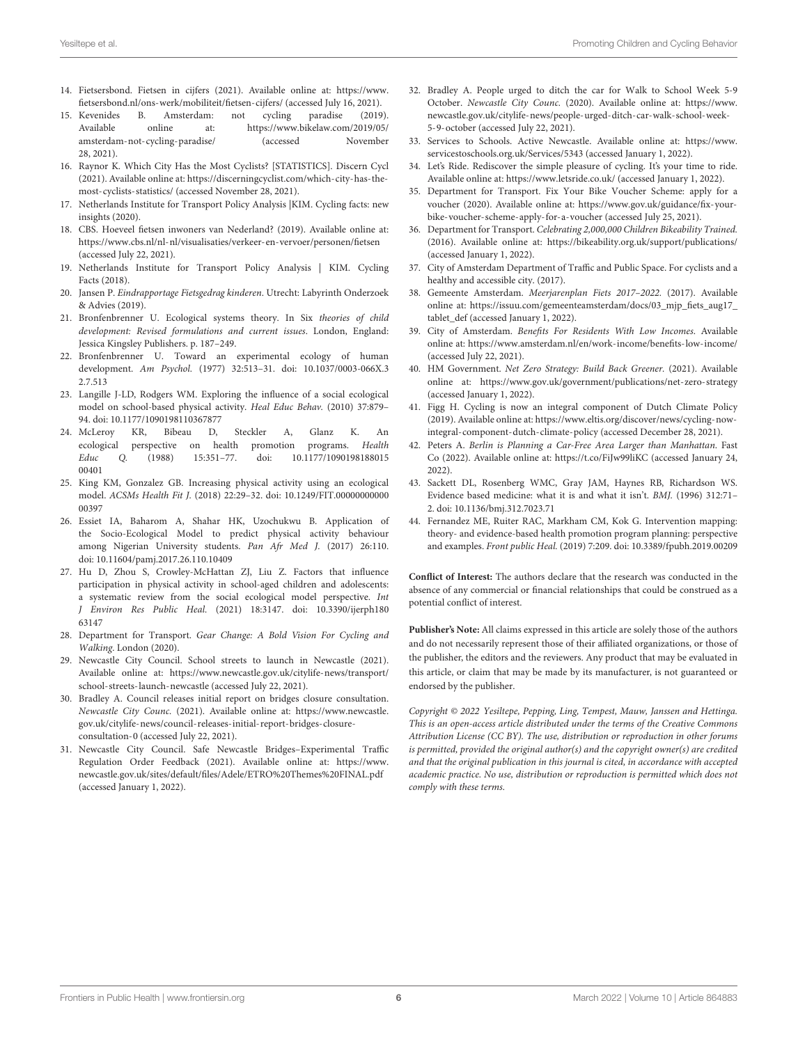14. Fietsersbond. Fietsen in cijfers (2021). Available online at: https://www.fietsersbond.nl/ons-werk/mobiliteit/fietsen-cijfers/ (accessed July 16, 2021).
15. Kevenides B. Amsterdam: not cycling paradise (2019). Available online at: https://www.bikelaw.com/2019/05/amsterdam-not-cycling-paradise/ (accessed November 28, 2021).
16. Raynor K. Which City Has the Most Cyclists? [STATISTICS]. Discern Cycl (2021). Available online at: https://discerningcyclist.com/which-city-has-the-most-cyclists-statistics/ (accessed November 28, 2021).
17. Netherlands Institute for Transport Policy Analysis |KIM. Cycling facts: new insights (2020).
18. CBS. Hoeveel fietsen inwoners van Nederland? (2019). Available online at: https://www.cbs.nl/nl-nl/visualisaties/verkeer-en-vervoer/personen/fietsen (accessed July 22, 2021).
19. Netherlands Institute for Transport Policy Analysis | KIM. Cycling Facts (2018).
20. Jansen P. *Eindrapportage Fietsgedrag kinderen*. Utrecht: Labyrinth Onderzoek & Advies (2019).
21. Bronfenbrenner U. Ecological systems theory. In Six *theories of child development: Revised formulations and current issues*. London, England: Jessica Kingsley Publishers. p. 187–249.
22. Bronfenbrenner U. Toward an experimental ecology of human development. *Am Psychol.* (1977) 32:513–31. doi: 10.1037/0003-066X.32.7.513
23. Langille J-LD, Rodgers WM. Exploring the influence of a social ecological model on school-based physical activity. *Heal Educ Behav.* (2010) 37:879–94. doi: 10.1177/1090198110367877
24. McLeroy KR, Bibeau D, Steckler A, Glanz K. An ecological perspective on health promotion programs. *Health Educ Q.* (1988) 15:351–77. doi: 10.1177/109019818801500401
25. King KM, Gonzalez GB. Increasing physical activity using an ecological model. *ACSMs Health Fit J.* (2018) 22:29–32. doi: 10.1249/FIT.0000000000000397
26. Essiet IA, Baharom A, Shahar HK, Uzochukwu B. Application of the Socio-Ecological Model to predict physical activity behaviour among Nigerian University students. *Pan Afr Med J.* (2017) 26:110. doi: 10.11604/pamj.2017.26.110.10409
27. Hu D, Zhou S, Crowley-McHattan ZJ, Liu Z. Factors that influence participation in physical activity in school-aged children and adolescents: a systematic review from the social ecological model perspective. *Int J Environ Res Public Heal.* (2021) 18:3147. doi: 10.3390/ijerph18063147
28. Department for Transport. *Gear Change: A Bold Vision For Cycling and Walking*. London (2020).
29. Newcastle City Council. School streets to launch in Newcastle (2021). Available online at: https://www.newcastle.gov.uk/citylife-news/transport/school-streets-launch-newcastle (accessed July 22, 2021).
30. Bradley A. Council releases initial report on bridges closure consultation. *Newcastle City Counc.* (2021). Available online at: https://www.newcastle.gov.uk/citylife-news/council-releases-initial-report-bridges-closure-consultation-0 (accessed July 22, 2021).
31. Newcastle City Council. Safe Newcastle Bridges–Experimental Traffic Regulation Order Feedback (2021). Available online at: https://www.newcastle.gov.uk/sites/default/files/Adele/ETRO%20Themes%20FINAL.pdf (accessed January 1, 2022).
32. Bradley A. People urged to ditch the car for Walk to School Week 5-9 October. *Newcastle City Counc.* (2020). Available online at: https://www.newcastle.gov.uk/citylife-news/people-urged-ditch-car-walk-school-week-5-9-october (accessed July 22, 2021).
33. Services to Schools. Active Newcastle. Available online at: https://www.servicestoschools.org.uk/Services/5343 (accessed January 1, 2022).
34. Let's Ride. Rediscover the simple pleasure of cycling. It's your time to ride. Available online at: https://www.letsride.co.uk/ (accessed January 1, 2022).
35. Department for Transport. Fix Your Bike Voucher Scheme: apply for a voucher (2020). Available online at: https://www.gov.uk/guidance/fix-your-bike-voucher-scheme-apply-for-a-voucher (accessed July 25, 2021).
36. Department for Transport. *Celebrating 2,000,000 Children Bikeability Trained.* (2016). Available online at: https://bikeability.org.uk/support/publications/ (accessed January 1, 2022).
37. City of Amsterdam Department of Traffic and Public Space. For cyclists and a healthy and accessible city. (2017).
38. Gemeente Amsterdam. *Meerjarenplan Fiets 2017–2022.* (2017). Available online at: https://issuu.com/gemeenteamsterdam/docs/03_mjp_fiets_aug17_tablet_def (accessed January 1, 2022).
39. City of Amsterdam. *Benefits For Residents With Low Incomes*. Available online at: https://www.amsterdam.nl/en/work-income/benefits-low-income/ (accessed July 22, 2021).
40. HM Government. *Net Zero Strategy: Build Back Greener.* (2021). Available online at: https://www.gov.uk/government/publications/net-zero-strategy (accessed January 1, 2022).
41. Figg H. Cycling is now an integral component of Dutch Climate Policy (2019). Available online at: https://www.eltis.org/discover/news/cycling-now-integral-component-dutch-climate-policy (accessed December 28, 2021).
42. Peters A. *Berlin is Planning a Car-Free Area Larger than Manhattan.* Fast Co (2022). Available online at: https://t.co/FiJw99liKC (accessed January 24, 2022).
43. Sackett DL, Rosenberg WMC, Gray JAM, Haynes RB, Richardson WS. Evidence based medicine: what it is and what it isn't. *BMJ.* (1996) 312:71–2. doi: 10.1136/bmj.312.7023.71
44. Fernandez ME, Ruiter RAC, Markham CM, Kok G. Intervention mapping: theory- and evidence-based health promotion program planning: perspective and examples. *Front public Heal.* (2019) 7:209. doi: 10.3389/fpubh.2019.00209

**Conflict of Interest:** The authors declare that the research was conducted in the absence of any commercial or financial relationships that could be construed as a potential conflict of interest.

**Publisher's Note:** All claims expressed in this article are solely those of the authors and do not necessarily represent those of their affiliated organizations, or those of the publisher, the editors and the reviewers. Any product that may be evaluated in this article, or claim that may be made by its manufacturer, is not guaranteed or endorsed by the publisher.

*Copyright © 2022 Yesiltepe, Pepping, Ling, Tempest, Mauw, Janssen and Hettinga. This is an open-access article distributed under the terms of the Creative Commons Attribution License (CC BY). The use, distribution or reproduction in other forums is permitted, provided the original author(s) and the copyright owner(s) are credited and that the original publication in this journal is cited, in accordance with accepted academic practice. No use, distribution or reproduction is permitted which does not comply with these terms.*